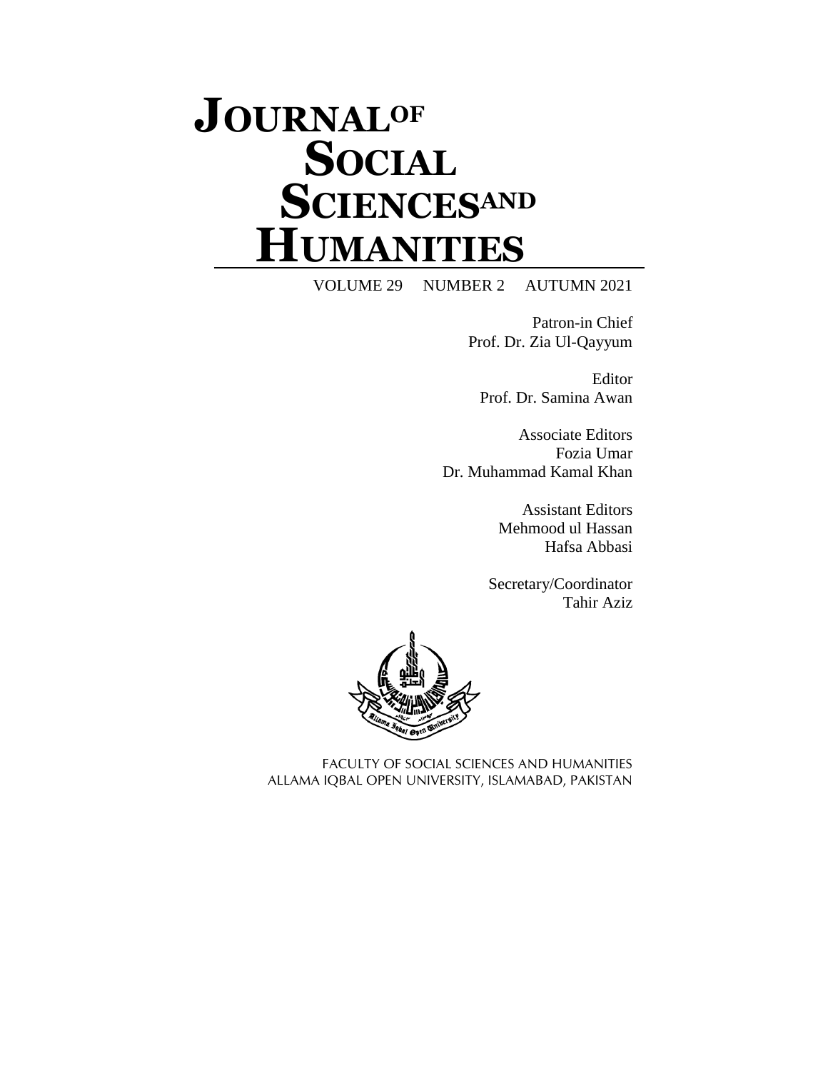# JOURNAL OF SOCIAL SCIENCES AND HUMANITIES

VOLUME 29 NUMBER 2 AUTUMN 2021

Patron-in Chief
Prof. Dr. Zia Ul-Qayyum

Editor
Prof. Dr. Samina Awan

Associate Editors
Fozia Umar
Dr. Muhammad Kamal Khan

Assistant Editors
Mehmood ul Hassan
Hafsa Abbasi

Secretary/Coordinator
Tahir Aziz

FACULTY OF SOCIAL SCIENCES AND HUMANITIES
ALLAMA IQBAL OPEN UNIVERSITY, ISLAMABAD, PAKISTAN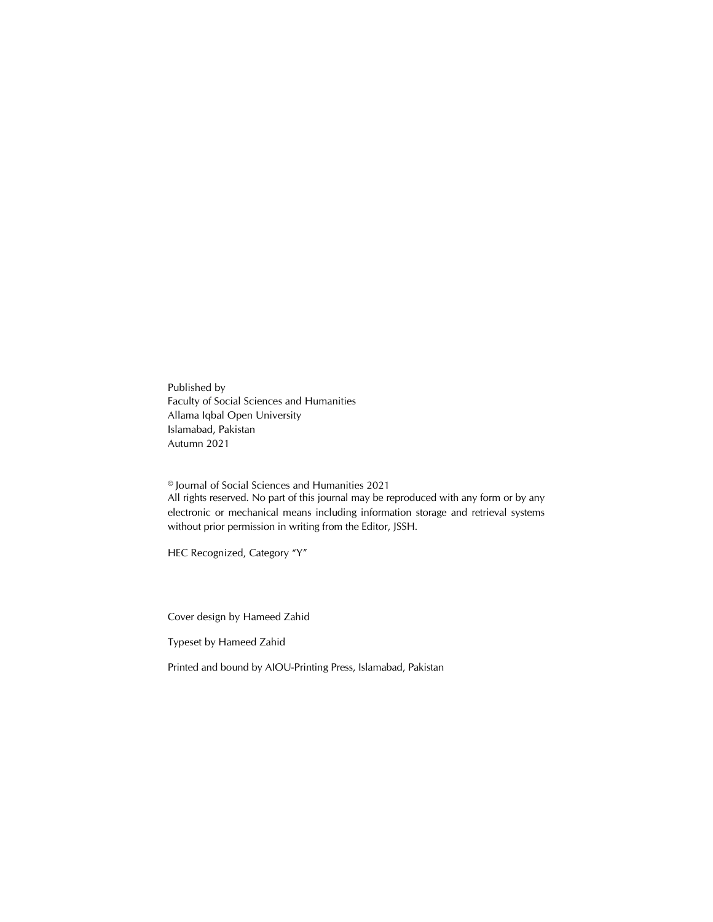Published by
Faculty of Social Sciences and Humanities
Allama Iqbal Open University
Islamabad, Pakistan
Autumn 2021

© Journal of Social Sciences and Humanities 2021
All rights reserved. No part of this journal may be reproduced with any form or by any electronic or mechanical means including information storage and retrieval systems without prior permission in writing from the Editor, JSSH.

HEC Recognized, Category "Y"

Cover design by Hameed Zahid

Typeset by Hameed Zahid

Printed and bound by AIOU-Printing Press, Islamabad, Pakistan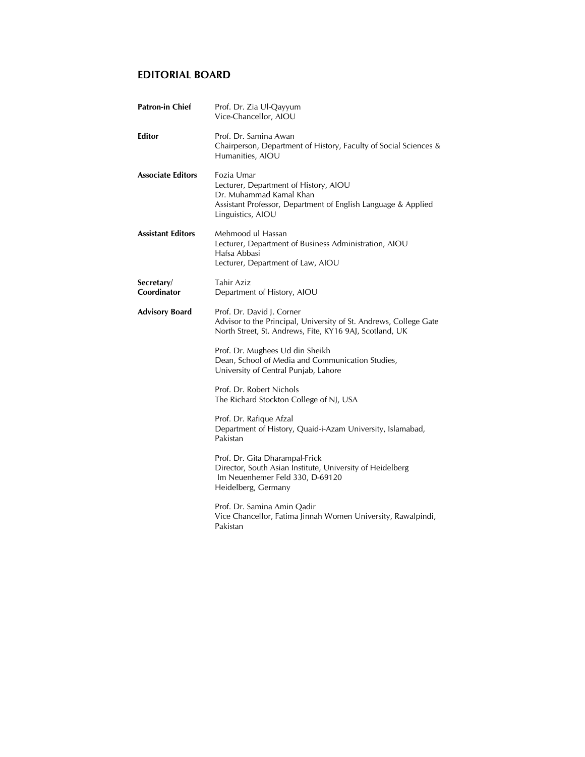## EDITORIAL BOARD

**Patron-in Chief**
Prof. Dr. Zia Ul-Qayyum
Vice-Chancellor, AIOU

**Editor**
Prof. Dr. Samina Awan
Chairperson, Department of History, Faculty of Social Sciences & Humanities, AIOU

**Associate Editors**
Fozia Umar
Lecturer, Department of History, AIOU
Dr. Muhammad Kamal Khan
Assistant Professor, Department of English Language & Applied Linguistics, AIOU

**Assistant Editors**
Mehmood ul Hassan
Lecturer, Department of Business Administration, AIOU
Hafsa Abbasi
Lecturer, Department of Law, AIOU

**Secretary/ Coordinator**
Tahir Aziz
Department of History, AIOU

**Advisory Board**

Prof. Dr. David J. Corner
Advisor to the Principal, University of St. Andrews, College Gate North Street, St. Andrews, Fite, KY16 9AJ, Scotland, UK

Prof. Dr. Mughees Ud din Sheikh
Dean, School of Media and Communication Studies, University of Central Punjab, Lahore

Prof. Dr. Robert Nichols
The Richard Stockton College of NJ, USA

Prof. Dr. Rafique Afzal
Department of History, Quaid-i-Azam University, Islamabad, Pakistan

Prof. Dr. Gita Dharampal-Frick
Director, South Asian Institute, University of Heidelberg
Im Neuenhemer Feld 330, D-69120
Heidelberg, Germany

Prof. Dr. Samina Amin Qadir
Vice Chancellor, Fatima Jinnah Women University, Rawalpindi, Pakistan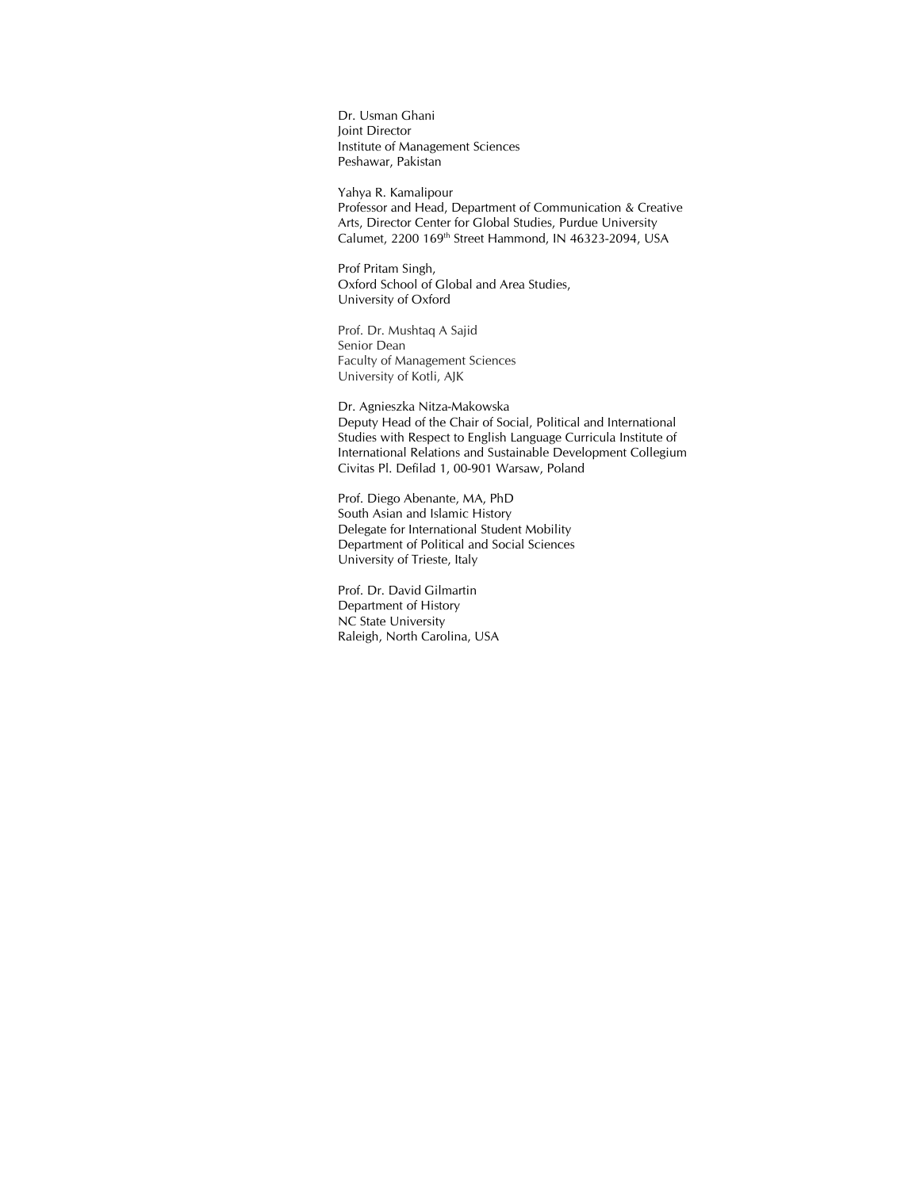Dr. Usman Ghani
Joint Director
Institute of Management Sciences
Peshawar, Pakistan

Yahya R. Kamalipour
Professor and Head, Department of Communication & Creative Arts, Director Center for Global Studies, Purdue University Calumet, 2200 169th Street Hammond, IN 46323-2094, USA

Prof Pritam Singh,
Oxford School of Global and Area Studies,
University of Oxford

Prof. Dr. Mushtaq A Sajid
Senior Dean
Faculty of Management Sciences
University of Kotli, AJK

Dr. Agnieszka Nitza-Makowska
Deputy Head of the Chair of Social, Political and International Studies with Respect to English Language Curricula Institute of International Relations and Sustainable Development Collegium Civitas Pl. Defilad 1, 00-901 Warsaw, Poland

Prof. Diego Abenante, MA, PhD
South Asian and Islamic History
Delegate for International Student Mobility
Department of Political and Social Sciences
University of Trieste, Italy

Prof. Dr. David Gilmartin
Department of History
NC State University
Raleigh, North Carolina, USA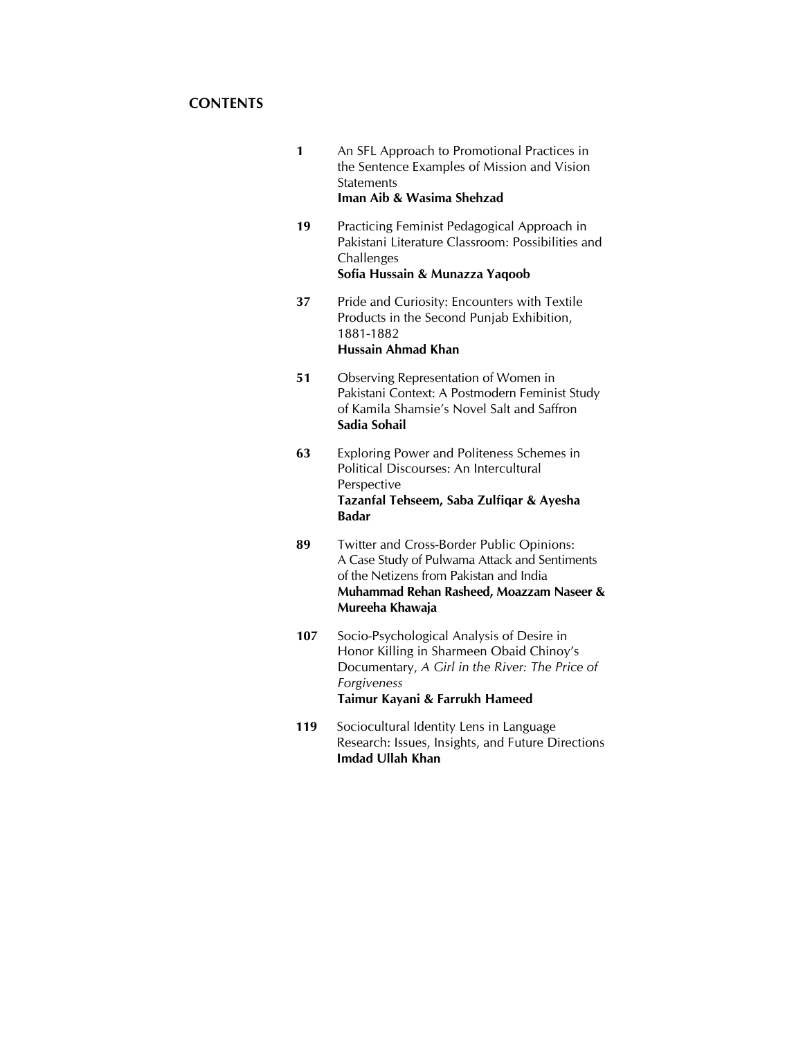## CONTENTS

**1** An SFL Approach to Promotional Practices in the Sentence Examples of Mission and Vision Statements
**Iman Aib & Wasima Shehzad**

**19** Practicing Feminist Pedagogical Approach in Pakistani Literature Classroom: Possibilities and Challenges
**Sofia Hussain & Munazza Yaqoob**

**37** Pride and Curiosity: Encounters with Textile Products in the Second Punjab Exhibition, 1881-1882
**Hussain Ahmad Khan**

**51** Observing Representation of Women in Pakistani Context: A Postmodern Feminist Study of Kamila Shamsie's Novel Salt and Saffron
**Sadia Sohail**

**63** Exploring Power and Politeness Schemes in Political Discourses: An Intercultural Perspective
**Tazanfal Tehseem, Saba Zulfiqar & Ayesha Badar**

**89** Twitter and Cross-Border Public Opinions: A Case Study of Pulwama Attack and Sentiments of the Netizens from Pakistan and India
**Muhammad Rehan Rasheed, Moazzam Naseer & Mureeha Khawaja**

**107** Socio-Psychological Analysis of Desire in Honor Killing in Sharmeen Obaid Chinoy's Documentary, *A Girl in the River: The Price of Forgiveness*
**Taimur Kayani & Farrukh Hameed**

**119** Sociocultural Identity Lens in Language Research: Issues, Insights, and Future Directions
**Imdad Ullah Khan**